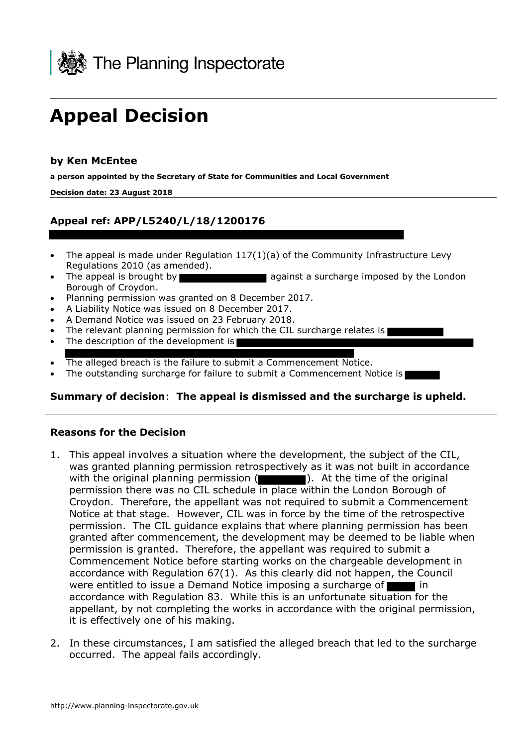The Planning Inspectorate

# Appeal Decision

**by Ken McEntee**

**a person appointed by the Secretary of State for Communities and Local Government**

**Decision date: 23 August 2018**

## Appeal ref: APP/L5240/L/18/1200176

- The appeal is made under Regulation 117(1)(a) of the Community Infrastructure Levy Regulations 2010 (as amended).
- The appeal is brought by against a surcharge imposed by the London Borough of Croydon.
- Planning permission was granted on 8 December 2017.
- A Liability Notice was issued on 8 December 2017.
- A Demand Notice was issued on 23 February 2018.
- The relevant planning permission for which the CIL surcharge relates is
- The description of the development is
- The alleged breach is the failure to submit a Commencement Notice.
- The outstanding surcharge for failure to submit a Commencement Notice is

**Summary of decision**: **The appeal is dismissed and the surcharge is upheld.**

---

### Reasons for the Decision

1. This appeal involves a situation where the development, the subject of the CIL, was granted planning permission retrospectively as it was not built in accordance with the original planning permission ( ). At the time of the original permission there was no CIL schedule in place within the London Borough of Croydon. Therefore, the appellant was not required to submit a Commencement Notice at that stage. However, CIL was in force by the time of the retrospective permission. The CIL guidance explains that where planning permission has been granted after commencement, the development may be deemed to be liable when permission is granted. Therefore, the appellant was required to submit a Commencement Notice before starting works on the chargeable development in accordance with Regulation 67(1). As this clearly did not happen, the Council were entitled to issue a Demand Notice imposing a surcharge of in accordance with Regulation 83. While this is an unfortunate situation for the appellant, by not completing the works in accordance with the original permission, it is effectively one of his making.

2. In these circumstances, I am satisfied the alleged breach that led to the surcharge occurred. The appeal fails accordingly.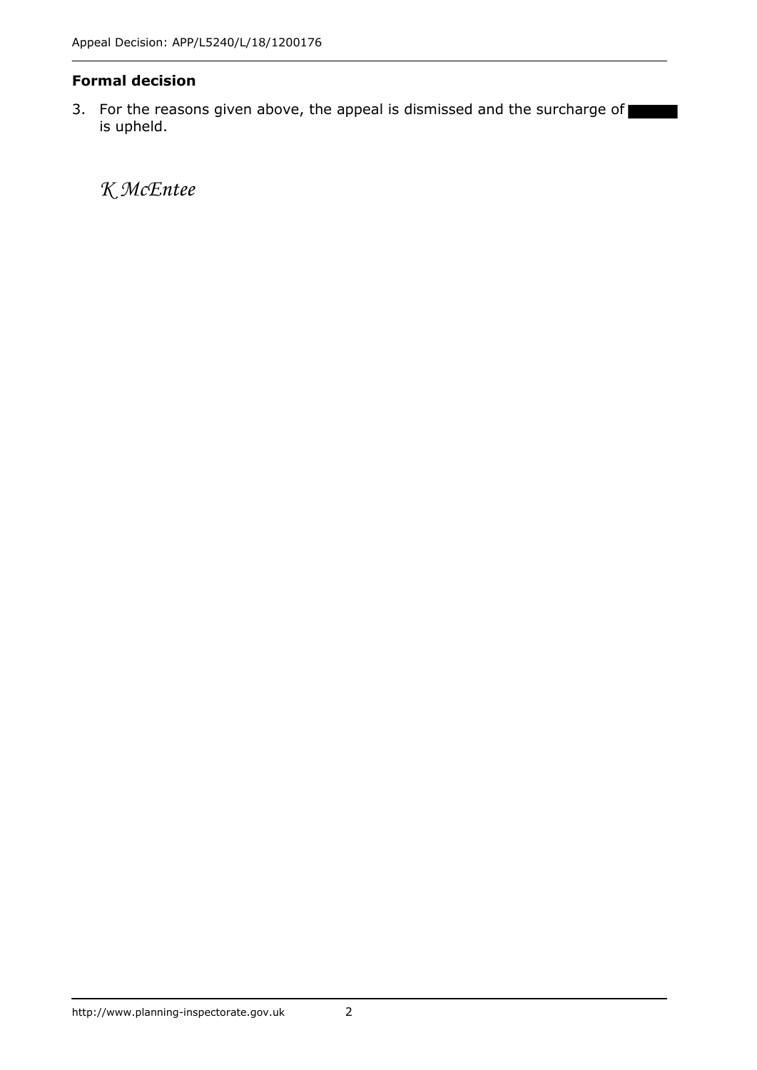## Formal decision

3. For the reasons given above, the appeal is dismissed and the surcharge of ██████ is upheld.

*K McEntee*